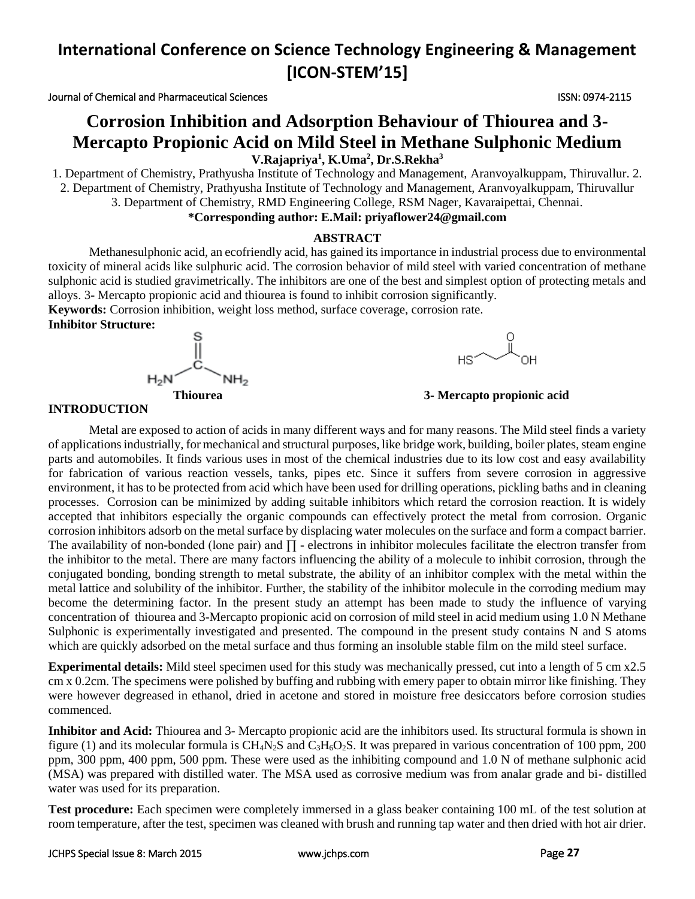# Corrosion Inhibition and Adsorption Behaviour of Thiourea and 3-Mercapto Propionic Acid on Mild Steel in Methane Sulphonic Medium

**V.Rajapriya[1], K.Uma[2], Dr.S.Rekha[3]**

1. Department of Chemistry, Prathyusha Institute of Technology and Management, Aranvoyalkuppam, Thiruvallur. 2.
2. Department of Chemistry, Prathyusha Institute of Technology and Management, Aranvoyalkuppam, Thiruvallur
3. Department of Chemistry, RMD Engineering College, RSM Nager, Kavaraipettai, Chennai.

**\*Corresponding author: E.Mail: priyaflower24@gmail.com**

## ABSTRACT

Methanesulphonic acid, an ecofriendly acid, has gained its importance in industrial process due to environmental toxicity of mineral acids like sulphuric acid. The corrosion behavior of mild steel with varied concentration of methane sulphonic acid is studied gravimetrically. The inhibitors are one of the best and simplest option of protecting metals and alloys. 3- Mercapto propionic acid and thiourea is found to inhibit corrosion significantly.

**Keywords:** Corrosion inhibition, weight loss method, surface coverage, corrosion rate.

**Inhibitor Structure:**

**Thiourea** **3- Mercapto propionic acid**

## INTRODUCTION

Metal are exposed to action of acids in many different ways and for many reasons. The Mild steel finds a variety of applications industrially, for mechanical and structural purposes, like bridge work, building, boiler plates, steam engine parts and automobiles. It finds various uses in most of the chemical industries due to its low cost and easy availability for fabrication of various reaction vessels, tanks, pipes etc. Since it suffers from severe corrosion in aggressive environment, it has to be protected from acid which have been used for drilling operations, pickling baths and in cleaning processes. Corrosion can be minimized by adding suitable inhibitors which retard the corrosion reaction. It is widely accepted that inhibitors especially the organic compounds can effectively protect the metal from corrosion. Organic corrosion inhibitors adsorb on the metal surface by displacing water molecules on the surface and form a compact barrier. The availability of non-bonded (lone pair) and ∏ - electrons in inhibitor molecules facilitate the electron transfer from the inhibitor to the metal. There are many factors influencing the ability of a molecule to inhibit corrosion, through the conjugated bonding, bonding strength to metal substrate, the ability of an inhibitor complex with the metal within the metal lattice and solubility of the inhibitor. Further, the stability of the inhibitor molecule in the corroding medium may become the determining factor. In the present study an attempt has been made to study the influence of varying concentration of thiourea and 3-Mercapto propionic acid on corrosion of mild steel in acid medium using 1.0 N Methane Sulphonic is experimentally investigated and presented. The compound in the present study contains N and S atoms which are quickly adsorbed on the metal surface and thus forming an insoluble stable film on the mild steel surface.

**Experimental details:** Mild steel specimen used for this study was mechanically pressed, cut into a length of 5 cm x2.5 cm x 0.2cm. The specimens were polished by buffing and rubbing with emery paper to obtain mirror like finishing. They were however degreased in ethanol, dried in acetone and stored in moisture free desiccators before corrosion studies commenced.

**Inhibitor and Acid:** Thiourea and 3- Mercapto propionic acid are the inhibitors used. Its structural formula is shown in figure (1) and its molecular formula is $CH_4N_2S$ and $C_3H_6O_2S$. It was prepared in various concentration of 100 ppm, 200 ppm, 300 ppm, 400 ppm, 500 ppm. These were used as the inhibiting compound and 1.0 N of methane sulphonic acid (MSA) was prepared with distilled water. The MSA used as corrosive medium was from analar grade and bi- distilled water was used for its preparation.

**Test procedure:** Each specimen were completely immersed in a glass beaker containing 100 mL of the test solution at room temperature, after the test, specimen was cleaned with brush and running tap water and then dried with hot air drier.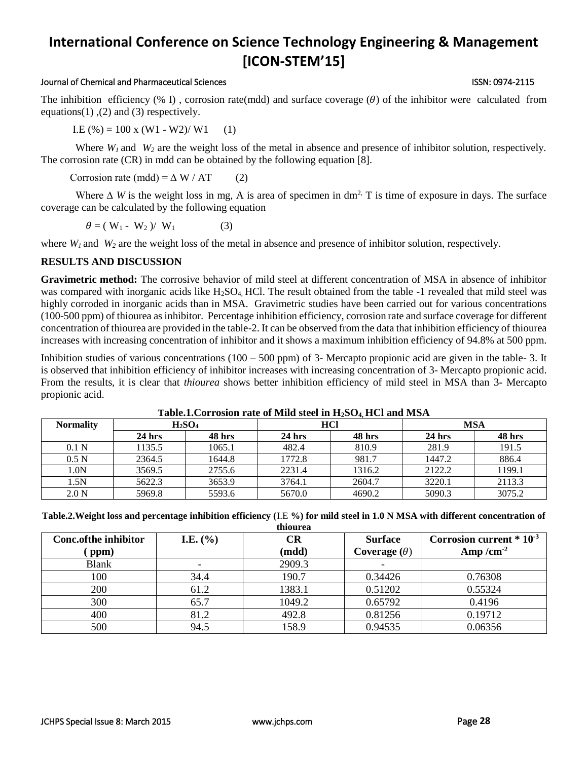The inhibition efficiency (% I) , corrosion rate(mdd) and surface coverage ($\theta$) of the inhibitor were calculated from equations(1) ,(2) and (3) respectively.

$$\text{I.E (\%)} = 100 \times (W1 - W2)/ W1 \quad (1)$$

Where $W_1$ and $W_2$ are the weight loss of the metal in absence and presence of inhibitor solution, respectively. The corrosion rate (CR) in mdd can be obtained by the following equation [8].

$$\text{Corrosion rate (mdd)} = \Delta W / AT \quad (2)$$

Where $\Delta W$ is the weight loss in mg, A is area of specimen in $dm^2$, T is time of exposure in days. The surface coverage can be calculated by the following equation

$$\theta = (W_1 - W_2)/ W_1 \quad (3)$$

where $W_1$ and $W_2$ are the weight loss of the metal in absence and presence of inhibitor solution, respectively.

**RESULTS AND DISCUSSION**

**Gravimetric method:** The corrosive behavior of mild steel at different concentration of MSA in absence of inhibitor was compared with inorganic acids like $H_2SO_4$, HCl. The result obtained from the table -1 revealed that mild steel was highly corroded in inorganic acids than in MSA. Gravimetric studies have been carried out for various concentrations (100-500 ppm) of thiourea as inhibitor. Percentage inhibition efficiency, corrosion rate and surface coverage for different concentration of thiourea are provided in the table-2. It can be observed from the data that inhibition efficiency of thiourea increases with increasing concentration of inhibitor and it shows a maximum inhibition efficiency of 94.8% at 500 ppm.

Inhibition studies of various concentrations (100 – 500 ppm) of 3- Mercapto propionic acid are given in the table- 3. It is observed that inhibition efficiency of inhibitor increases with increasing concentration of 3- Mercapto propionic acid. From the results, it is clear that *thiourea* shows better inhibition efficiency of mild steel in MSA than 3- Mercapto propionic acid.

**Table.1.Corrosion rate of Mild steel in $H_2SO_4$, HCl and MSA**

| Normality | $H_2SO_4$ | | HCl | | MSA | |
|---|---|---|---|---|---|---|
| | 24 hrs | 48 hrs | 24 hrs | 48 hrs | 24 hrs | 48 hrs |
| 0.1 N | 1135.5 | 1065.1 | 482.4 | 810.9 | 281.9 | 191.5 |
| 0.5 N | 2364.5 | 1644.8 | 1772.8 | 981.7 | 1447.2 | 886.4 |
| 1.0N | 3569.5 | 2755.6 | 2231.4 | 1316.2 | 2122.2 | 1199.1 |
| 1.5N | 5622.3 | 3653.9 | 3764.1 | 2604.7 | 3220.1 | 2113.3 |
| 2.0 N | 5969.8 | 5593.6 | 5670.0 | 4690.2 | 5090.3 | 3075.2 |

**Table.2.Weight loss and percentage inhibition efficiency (I.E %) for mild steel in 1.0 N MSA with different concentration of thiourea**

| Conc.ofthe inhibitor ( ppm) | I.E. (%) | CR (mdd) | Surface Coverage ($\theta$) | Corrosion current * $10^{-3}$ Amp /$cm^{-2}$ |
|---|---|---|---|---|
| Blank | - | 2909.3 | - | |
| 100 | 34.4 | 190.7 | 0.34426 | 0.76308 |
| 200 | 61.2 | 1383.1 | 0.51202 | 0.55324 |
| 300 | 65.7 | 1049.2 | 0.65792 | 0.4196 |
| 400 | 81.2 | 492.8 | 0.81256 | 0.19712 |
| 500 | 94.5 | 158.9 | 0.94535 | 0.06356 |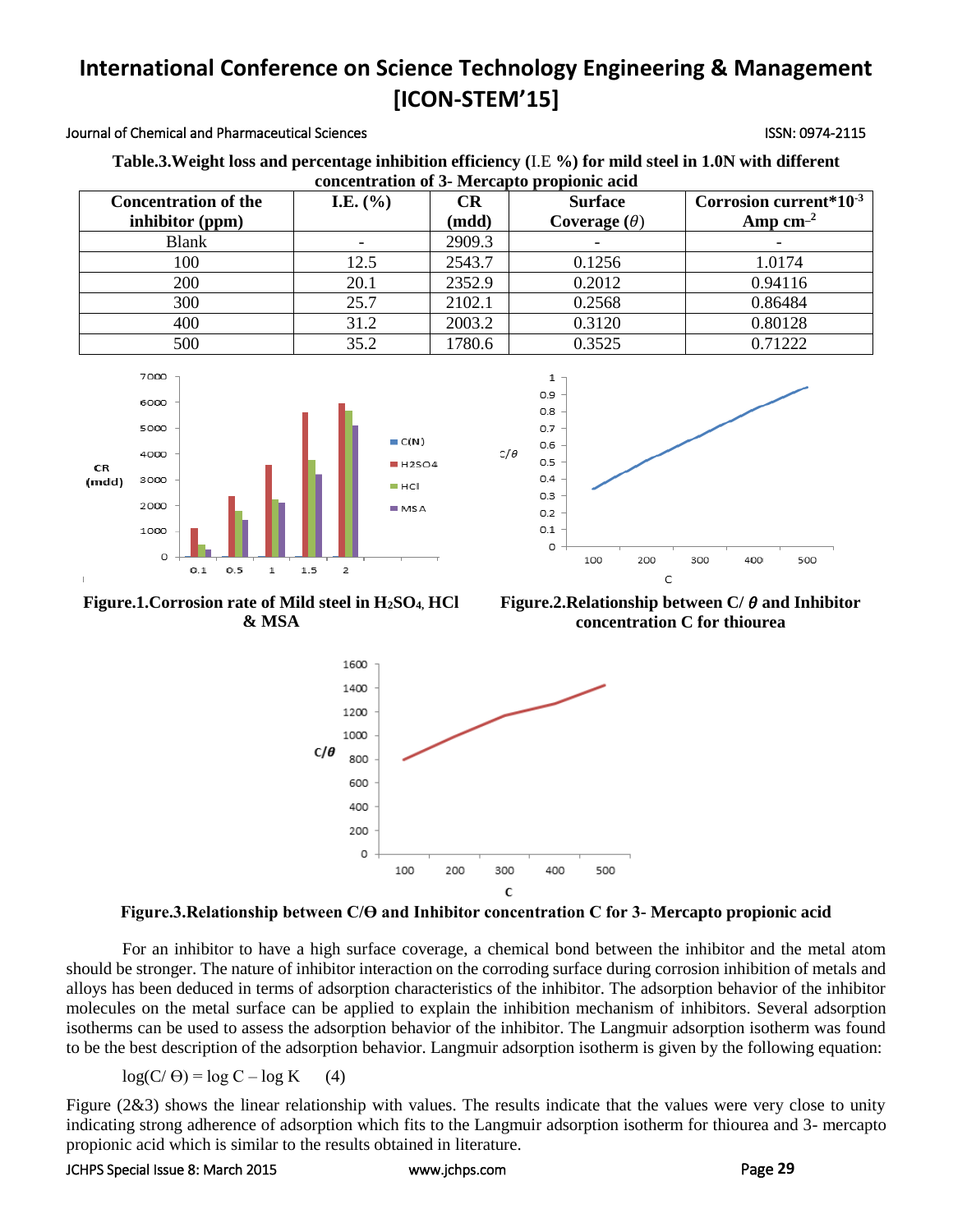**Table.3.Weight loss and percentage inhibition efficiency (I.E %) for mild steel in 1.0N with different concentration of 3- Mercapto propionic acid**

| Concentration of the inhibitor (ppm) | I.E. (%) | CR (mdd) | Surface Coverage ($\theta$) | Corrosion current*$10^{-3}$ Amp $cm^{-2}$ |
|---|---|---|---|---|
| Blank | - | 2909.3 | - | - |
| 100 | 12.5 | 2543.7 | 0.1256 | 1.0174 |
| 200 | 20.1 | 2352.9 | 0.2012 | 0.94116 |
| 300 | 25.7 | 2102.1 | 0.2568 | 0.86484 |
| 400 | 31.2 | 2003.2 | 0.3120 | 0.80128 |
| 500 | 35.2 | 1780.6 | 0.3525 | 0.71222 |

**Figure.1.Corrosion rate of Mild steel in $H_2SO_4$, HCl & MSA**

**Figure.2.Relationship between C/ $\theta$ and Inhibitor concentration C for thiourea**

**Figure.3.Relationship between C/Θ and Inhibitor concentration C for 3- Mercapto propionic acid**

For an inhibitor to have a high surface coverage, a chemical bond between the inhibitor and the metal atom should be stronger. The nature of inhibitor interaction on the corroding surface during corrosion inhibition of metals and alloys has been deduced in terms of adsorption characteristics of the inhibitor. The adsorption behavior of the inhibitor molecules on the metal surface can be applied to explain the inhibition mechanism of inhibitors. Several adsorption isotherms can be used to assess the adsorption behavior of the inhibitor. The Langmuir adsorption isotherm was found to be the best description of the adsorption behavior. Langmuir adsorption isotherm is given by the following equation:

$$\log(C/\Theta) = \log C - \log K \quad (4)$$

Figure (2&3) shows the linear relationship with values. The results indicate that the values were very close to unity indicating strong adherence of adsorption which fits to the Langmuir adsorption isotherm for thiourea and 3- mercapto propionic acid which is similar to the results obtained in literature.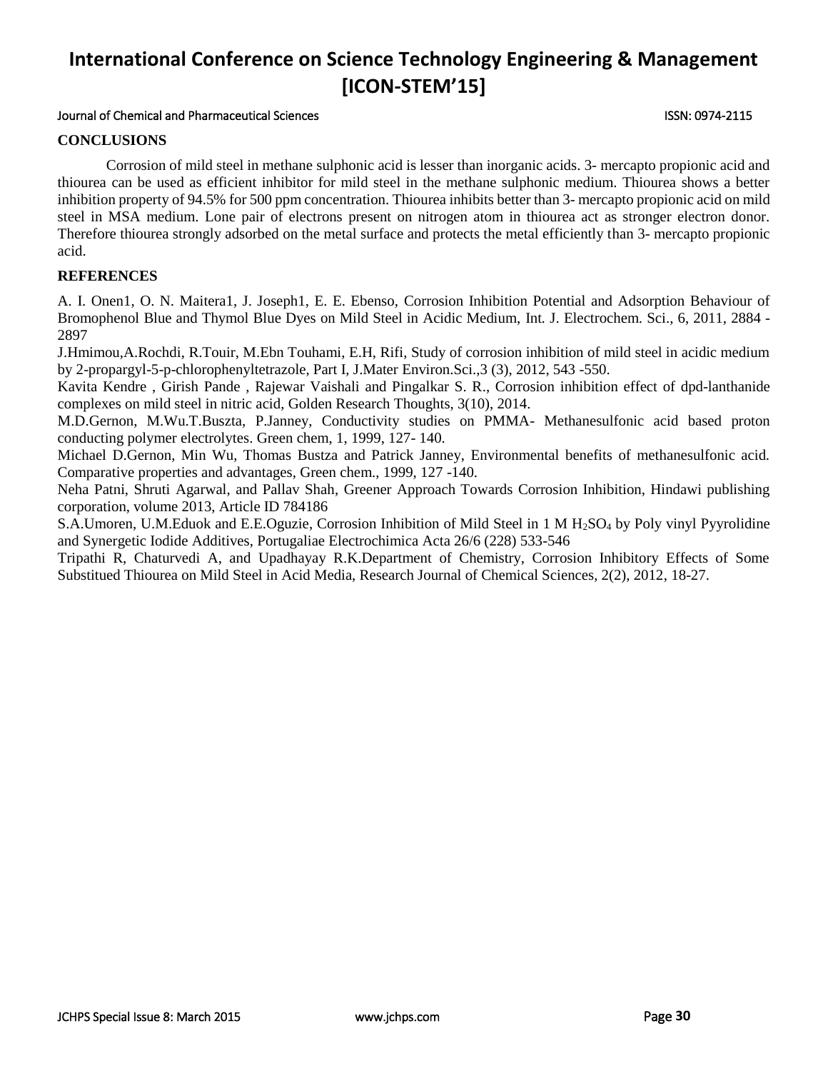## CONCLUSIONS

Corrosion of mild steel in methane sulphonic acid is lesser than inorganic acids. 3- mercapto propionic acid and thiourea can be used as efficient inhibitor for mild steel in the methane sulphonic medium. Thiourea shows a better inhibition property of 94.5% for 500 ppm concentration. Thiourea inhibits better than 3- mercapto propionic acid on mild steel in MSA medium. Lone pair of electrons present on nitrogen atom in thiourea act as stronger electron donor. Therefore thiourea strongly adsorbed on the metal surface and protects the metal efficiently than 3- mercapto propionic acid.

## REFERENCES

A. I. Onen1, O. N. Maitera1, J. Joseph1, E. E. Ebenso, Corrosion Inhibition Potential and Adsorption Behaviour of Bromophenol Blue and Thymol Blue Dyes on Mild Steel in Acidic Medium, Int. J. Electrochem. Sci., 6, 2011, 2884 - 2897

J.Hmimou,A.Rochdi, R.Touir, M.Ebn Touhami, E.H, Rifi, Study of corrosion inhibition of mild steel in acidic medium by 2-propargyl-5-p-chlorophenyltetrazole, Part I, J.Mater Environ.Sci.,3 (3), 2012, 543 -550.

Kavita Kendre , Girish Pande , Rajewar Vaishali and Pingalkar S. R., Corrosion inhibition effect of dpd-lanthanide complexes on mild steel in nitric acid, Golden Research Thoughts, 3(10), 2014.

M.D.Gernon, M.Wu.T.Buszta, P.Janney, Conductivity studies on PMMA- Methanesulfonic acid based proton conducting polymer electrolytes. Green chem, 1, 1999, 127- 140.

Michael D.Gernon, Min Wu, Thomas Bustza and Patrick Janney, Environmental benefits of methanesulfonic acid. Comparative properties and advantages, Green chem., 1999, 127 -140.

Neha Patni, Shruti Agarwal, and Pallav Shah, Greener Approach Towards Corrosion Inhibition, Hindawi publishing corporation, volume 2013, Article ID 784186

S.A.Umoren, U.M.Eduok and E.E.Oguzie, Corrosion Inhibition of Mild Steel in 1 M $H_2SO_4$ by Poly vinyl Pyyrolidine and Synergetic Iodide Additives, Portugaliae Electrochimica Acta 26/6 (228) 533-546

Tripathi R, Chaturvedi A, and Upadhayay R.K.Department of Chemistry, Corrosion Inhibitory Effects of Some Substitued Thiourea on Mild Steel in Acid Media, Research Journal of Chemical Sciences, 2(2), 2012, 18-27.